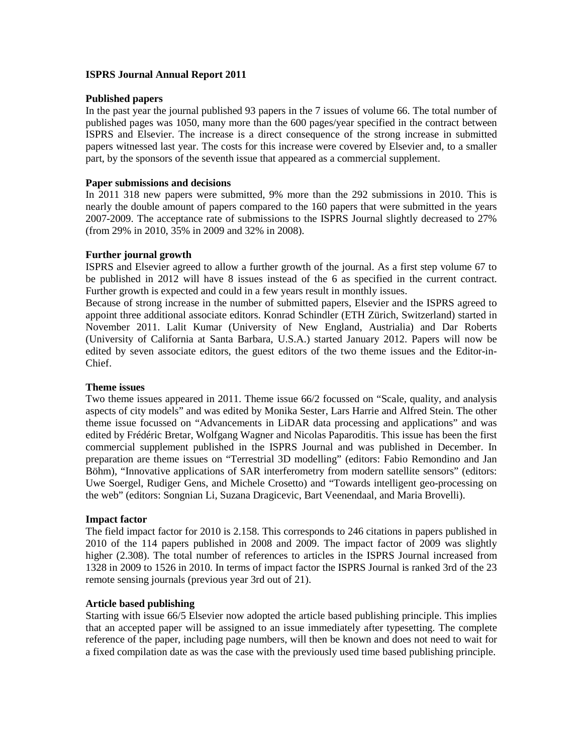# ISPRS Journal Annual Report 2011

## Published papers

In the past year the journal published 93 papers in the 7 issues of volume 66. The total number of published pages was 1050, many more than the 600 pages/year specified in the contract between ISPRS and Elsevier. The increase is a direct consequence of the strong increase in submitted papers witnessed last year. The costs for this increase were covered by Elsevier and, to a smaller part, by the sponsors of the seventh issue that appeared as a commercial supplement.

## Paper submissions and decisions

In 2011 318 new papers were submitted, 9% more than the 292 submissions in 2010. This is nearly the double amount of papers compared to the 160 papers that were submitted in the years 2007-2009. The acceptance rate of submissions to the ISPRS Journal slightly decreased to 27% (from 29% in 2010, 35% in 2009 and 32% in 2008).

## Further journal growth

ISPRS and Elsevier agreed to allow a further growth of the journal. As a first step volume 67 to be published in 2012 will have 8 issues instead of the 6 as specified in the current contract. Further growth is expected and could in a few years result in monthly issues.

Because of strong increase in the number of submitted papers, Elsevier and the ISPRS agreed to appoint three additional associate editors. Konrad Schindler (ETH Zürich, Switzerland) started in November 2011. Lalit Kumar (University of New England, Austrialia) and Dar Roberts (University of California at Santa Barbara, U.S.A.) started January 2012. Papers will now be edited by seven associate editors, the guest editors of the two theme issues and the Editor-in-Chief.

## Theme issues

Two theme issues appeared in 2011. Theme issue 66/2 focussed on "Scale, quality, and analysis aspects of city models" and was edited by Monika Sester, Lars Harrie and Alfred Stein. The other theme issue focussed on "Advancements in LiDAR data processing and applications" and was edited by Frédéric Bretar, Wolfgang Wagner and Nicolas Paparoditis. This issue has been the first commercial supplement published in the ISPRS Journal and was published in December. In preparation are theme issues on "Terrestrial 3D modelling" (editors: Fabio Remondino and Jan Böhm), "Innovative applications of SAR interferometry from modern satellite sensors" (editors: Uwe Soergel, Rudiger Gens, and Michele Crosetto) and "Towards intelligent geo-processing on the web" (editors: Songnian Li, Suzana Dragicevic, Bart Veenendaal, and Maria Brovelli).

## Impact factor

The field impact factor for 2010 is 2.158. This corresponds to 246 citations in papers published in 2010 of the 114 papers published in 2008 and 2009. The impact factor of 2009 was slightly higher (2.308). The total number of references to articles in the ISPRS Journal increased from 1328 in 2009 to 1526 in 2010. In terms of impact factor the ISPRS Journal is ranked 3rd of the 23 remote sensing journals (previous year 3rd out of 21).

## Article based publishing

Starting with issue 66/5 Elsevier now adopted the article based publishing principle. This implies that an accepted paper will be assigned to an issue immediately after typesetting. The complete reference of the paper, including page numbers, will then be known and does not need to wait for a fixed compilation date as was the case with the previously used time based publishing principle.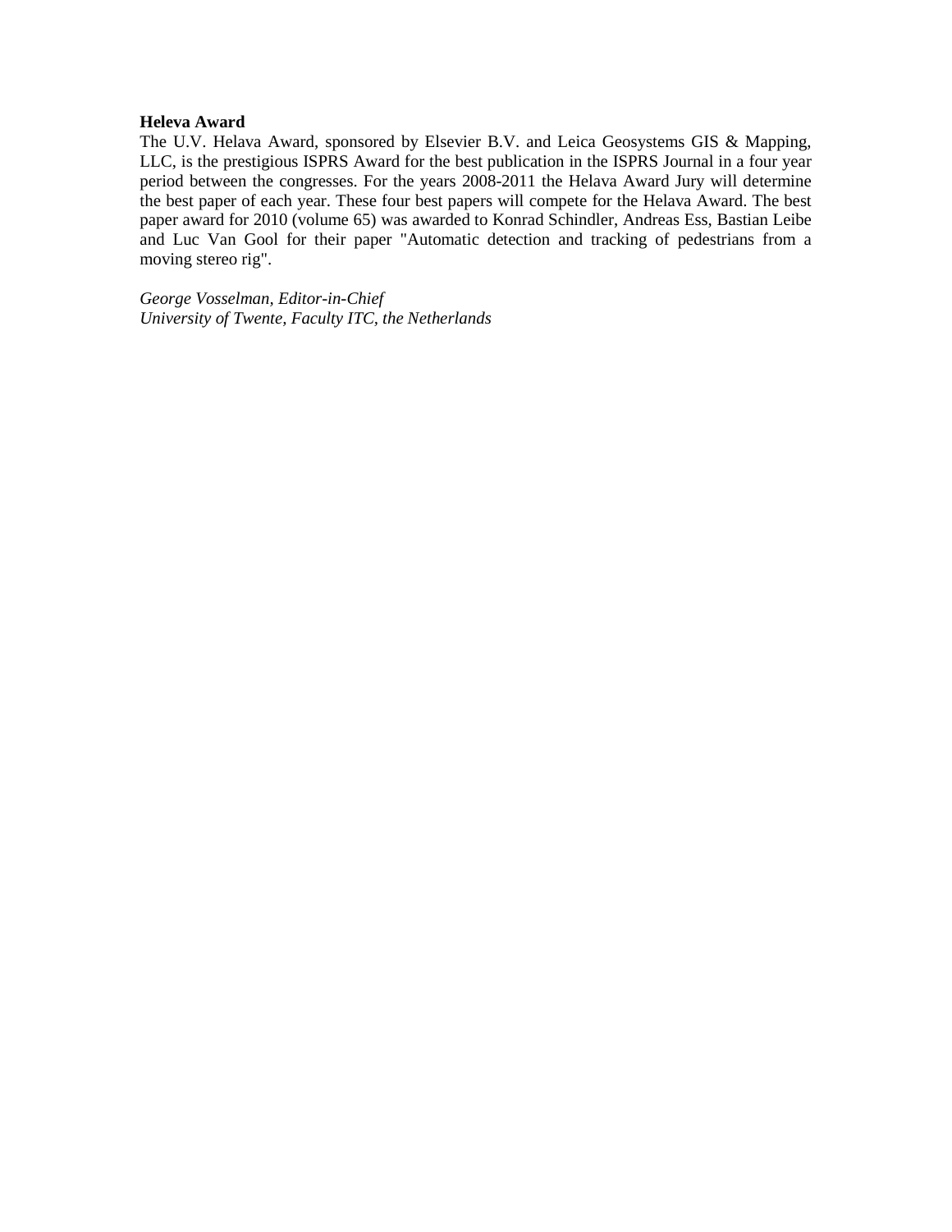**Heleva Award**

The U.V. Helava Award, sponsored by Elsevier B.V. and Leica Geosystems GIS & Mapping, LLC, is the prestigious ISPRS Award for the best publication in the ISPRS Journal in a four year period between the congresses. For the years 2008-2011 the Helava Award Jury will determine the best paper of each year. These four best papers will compete for the Helava Award. The best paper award for 2010 (volume 65) was awarded to Konrad Schindler, Andreas Ess, Bastian Leibe and Luc Van Gool for their paper "Automatic detection and tracking of pedestrians from a moving stereo rig".

*George Vosselman, Editor-in-Chief*
*University of Twente, Faculty ITC, the Netherlands*